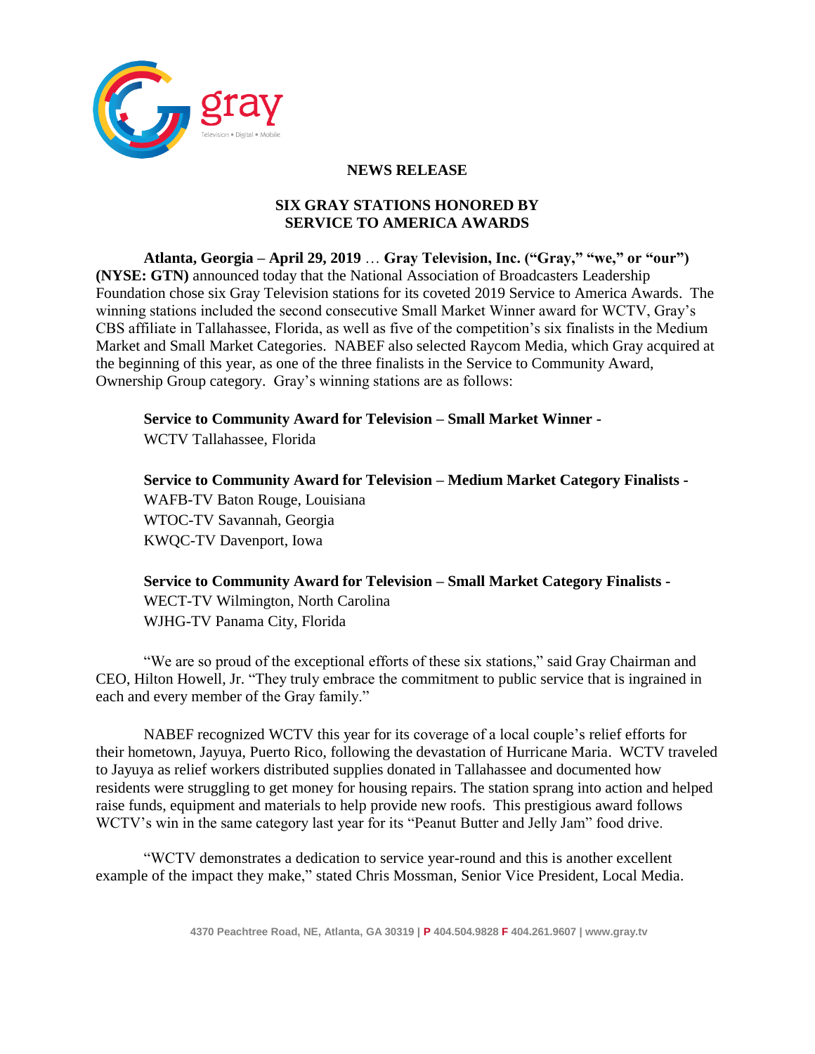# NEWS RELEASE

## SIX GRAY STATIONS HONORED BY SERVICE TO AMERICA AWARDS

**Atlanta, Georgia – April 29, 2019** … **Gray Television, Inc. ("Gray," "we," or "our") (NYSE: GTN)** announced today that the National Association of Broadcasters Leadership Foundation chose six Gray Television stations for its coveted 2019 Service to America Awards. The winning stations included the second consecutive Small Market Winner award for WCTV, Gray's CBS affiliate in Tallahassee, Florida, as well as five of the competition's six finalists in the Medium Market and Small Market Categories. NABEF also selected Raycom Media, which Gray acquired at the beginning of this year, as one of the three finalists in the Service to Community Award, Ownership Group category. Gray's winning stations are as follows:

**Service to Community Award for Television – Small Market Winner -**
WCTV Tallahassee, Florida

**Service to Community Award for Television – Medium Market Category Finalists -**
WAFB-TV Baton Rouge, Louisiana
WTOC-TV Savannah, Georgia
KWQC-TV Davenport, Iowa

**Service to Community Award for Television – Small Market Category Finalists -**
WECT-TV Wilmington, North Carolina
WJHG-TV Panama City, Florida

"We are so proud of the exceptional efforts of these six stations," said Gray Chairman and CEO, Hilton Howell, Jr. "They truly embrace the commitment to public service that is ingrained in each and every member of the Gray family."

NABEF recognized WCTV this year for its coverage of a local couple's relief efforts for their hometown, Jayuya, Puerto Rico, following the devastation of Hurricane Maria. WCTV traveled to Jayuya as relief workers distributed supplies donated in Tallahassee and documented how residents were struggling to get money for housing repairs. The station sprang into action and helped raise funds, equipment and materials to help provide new roofs. This prestigious award follows WCTV's win in the same category last year for its "Peanut Butter and Jelly Jam" food drive.

"WCTV demonstrates a dedication to service year-round and this is another excellent example of the impact they make," stated Chris Mossman, Senior Vice President, Local Media.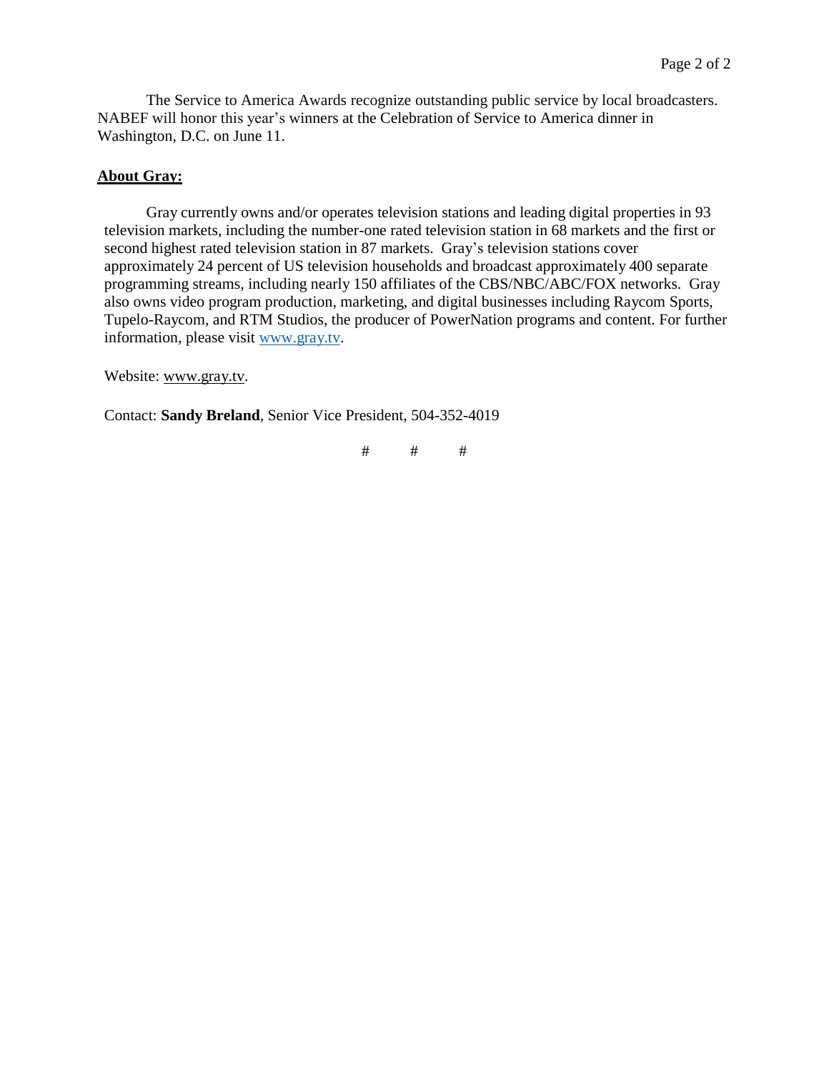The Service to America Awards recognize outstanding public service by local broadcasters. NABEF will honor this year's winners at the Celebration of Service to America dinner in Washington, D.C. on June 11.

**About Gray:**

Gray currently owns and/or operates television stations and leading digital properties in 93 television markets, including the number-one rated television station in 68 markets and the first or second highest rated television station in 87 markets. Gray's television stations cover approximately 24 percent of US television households and broadcast approximately 400 separate programming streams, including nearly 150 affiliates of the CBS/NBC/ABC/FOX networks. Gray also owns video program production, marketing, and digital businesses including Raycom Sports, Tupelo-Raycom, and RTM Studios, the producer of PowerNation programs and content. For further information, please visit www.gray.tv.

Website: www.gray.tv.

Contact: **Sandy Breland**, Senior Vice President, 504-352-4019

# # #